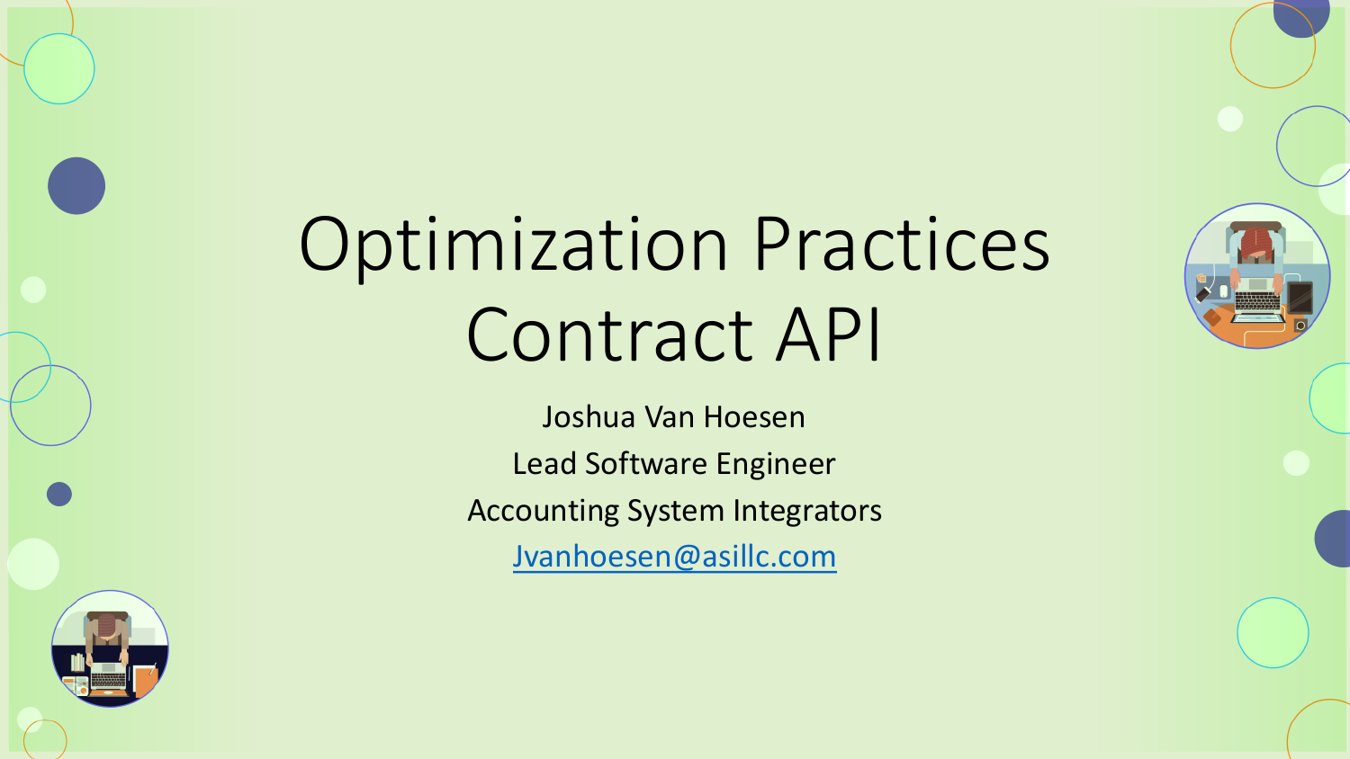# Optimization Practices Contract API

Joshua Van Hoesen

Lead Software Engineer

Accounting System Integrators

Jvanhoesen@asillc.com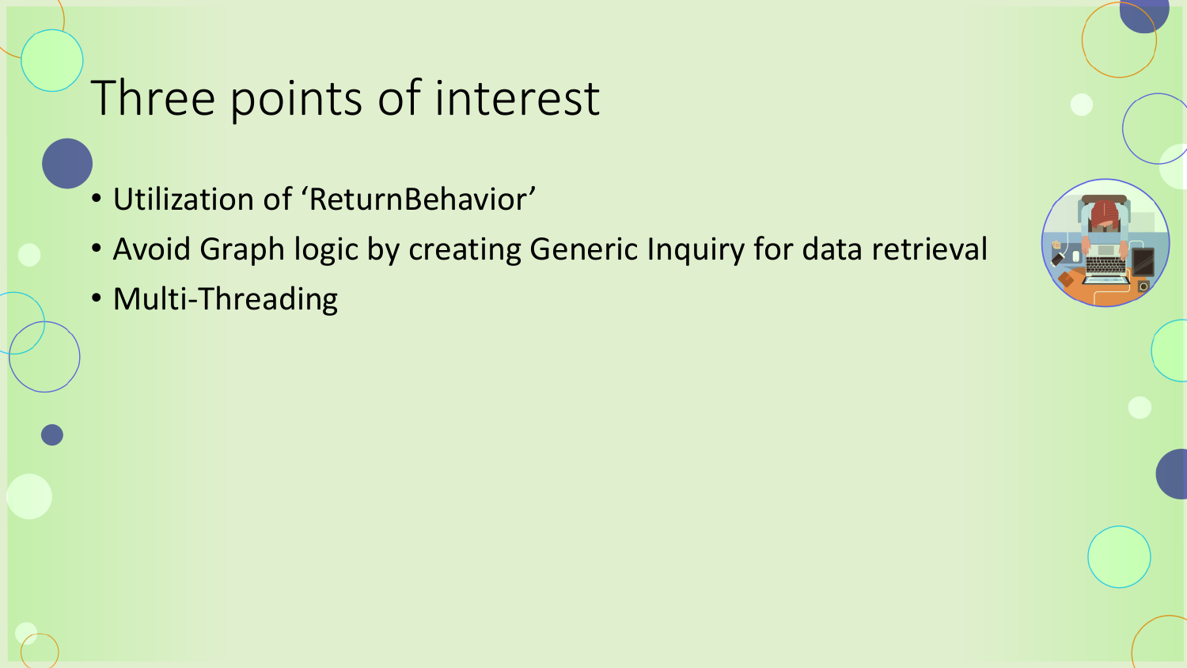# Three points of interest

- Utilization of 'ReturnBehavior'
- Avoid Graph logic by creating Generic Inquiry for data retrieval
- Multi-Threading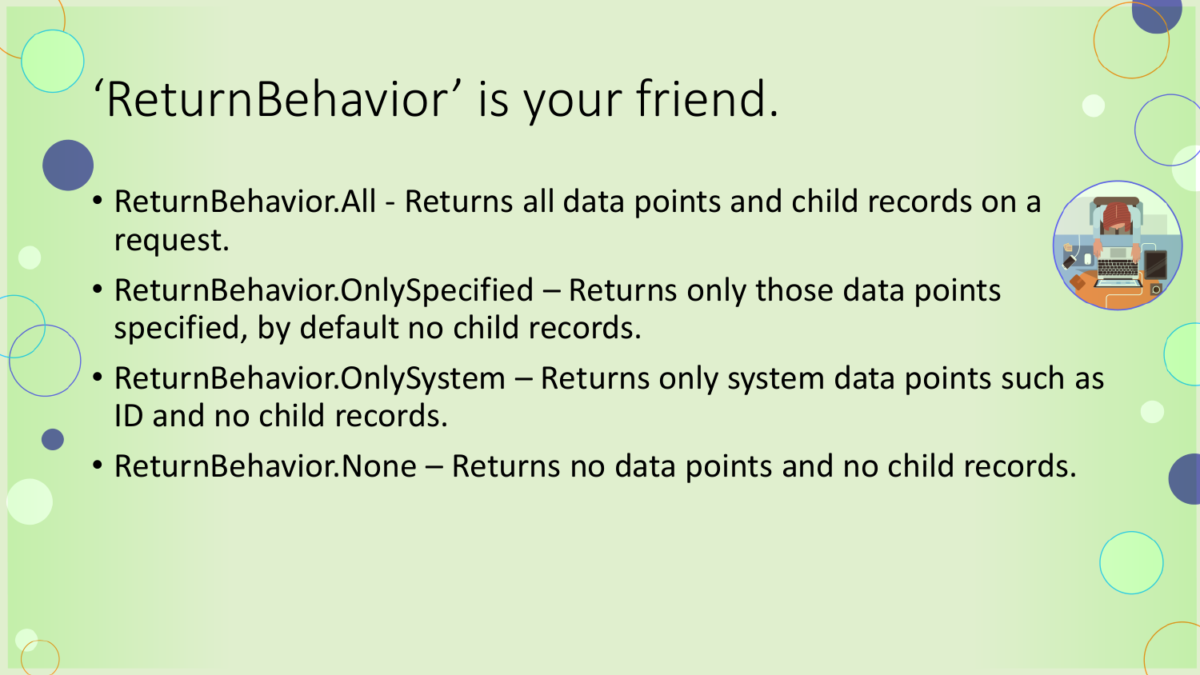# ‘ReturnBehavior’ is your friend.

- ReturnBehavior.All - Returns all data points and child records on a request.
- ReturnBehavior.OnlySpecified – Returns only those data points specified, by default no child records.
- ReturnBehavior.OnlySystem – Returns only system data points such as ID and no child records.
- ReturnBehavior.None – Returns no data points and no child records.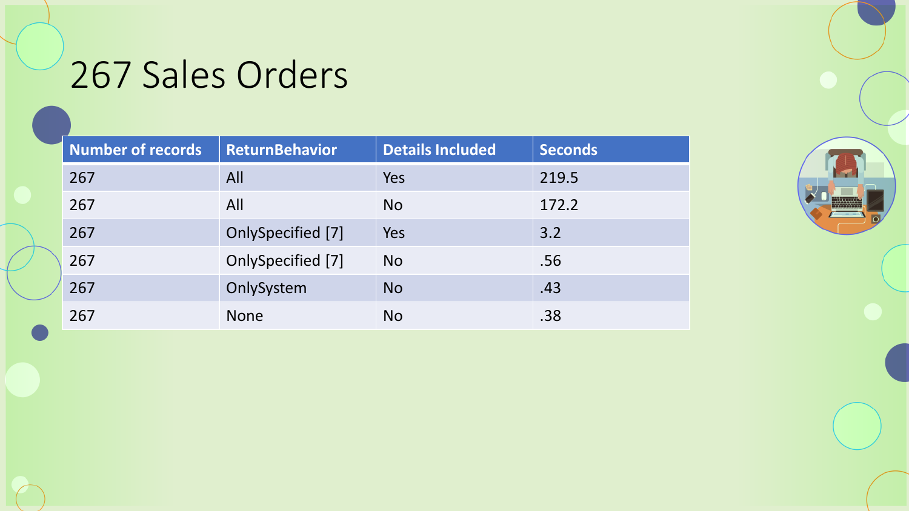# 267 Sales Orders

| Number of records | ReturnBehavior | Details Included | Seconds |
|---|---|---|---|
| 267 | All | Yes | 219.5 |
| 267 | All | No | 172.2 |
| 267 | OnlySpecified [7] | Yes | 3.2 |
| 267 | OnlySpecified [7] | No | .56 |
| 267 | OnlySystem | No | .43 |
| 267 | None | No | .38 |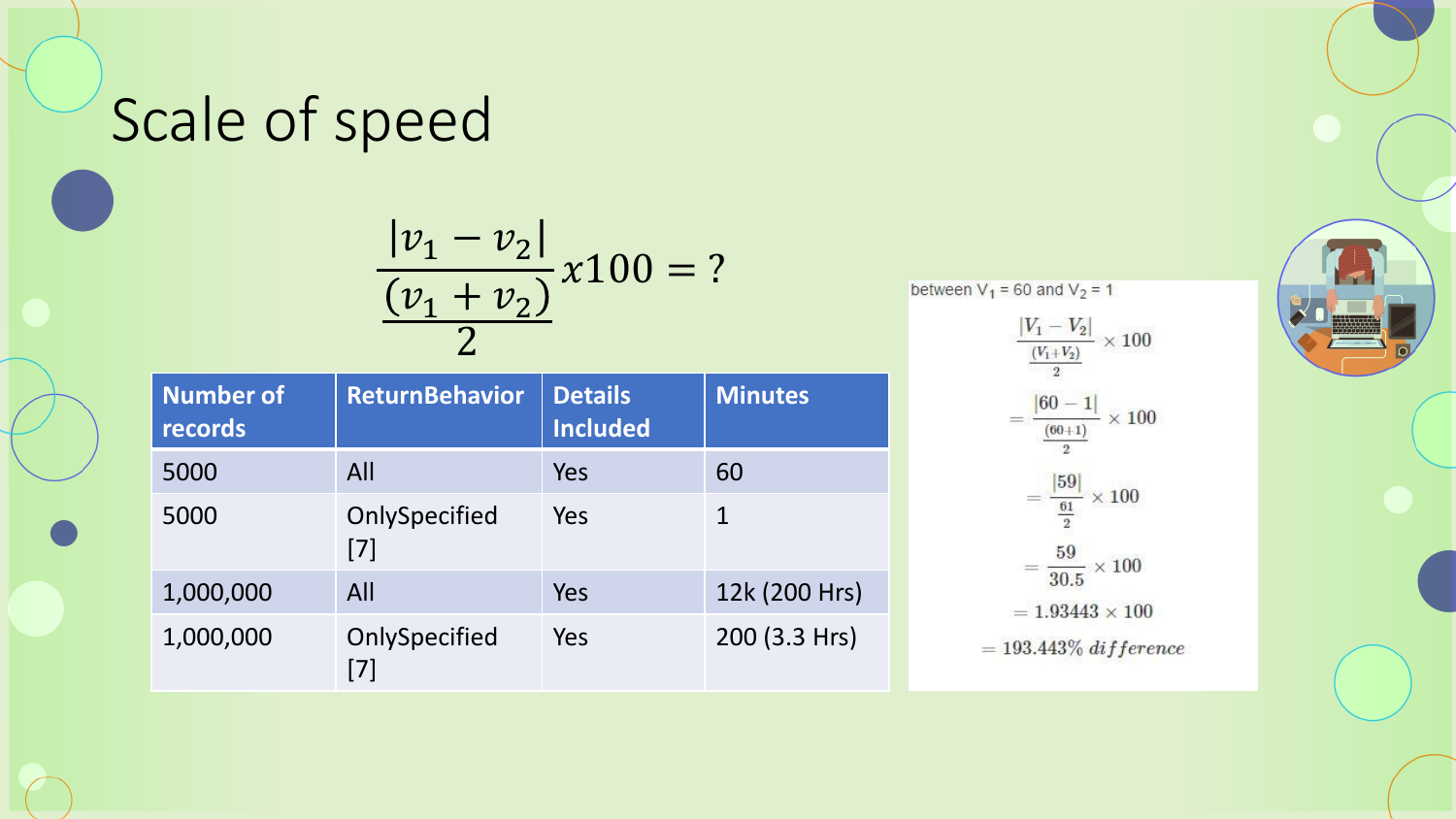# Scale of speed

$$\frac{|v_1 - v_2|}{\frac{(v_1 + v_2)}{2}} x100 = ?$$

| Number of records | ReturnBehavior | Details Included | Minutes |
| --- | --- | --- | --- |
| 5000 | All | Yes | 60 |
| 5000 | OnlySpecified [7] | Yes | 1 |
| 1,000,000 | All | Yes | 12k (200 Hrs) |
| 1,000,000 | OnlySpecified [7] | Yes | 200 (3.3 Hrs) |

between $V_1 = 60$ and $V_2 = 1$

$$\frac{|V_1 - V_2|}{\frac{(V_1 + V_2)}{2}} \times 100$$

$$= \frac{|60 - 1|}{\frac{(60+1)}{2}} \times 100$$

$$= \frac{|59|}{\frac{61}{2}} \times 100$$

$$= \frac{59}{30.5} \times 100$$

$$= 1.93443 \times 100$$

$$= 193.443\%\ difference$$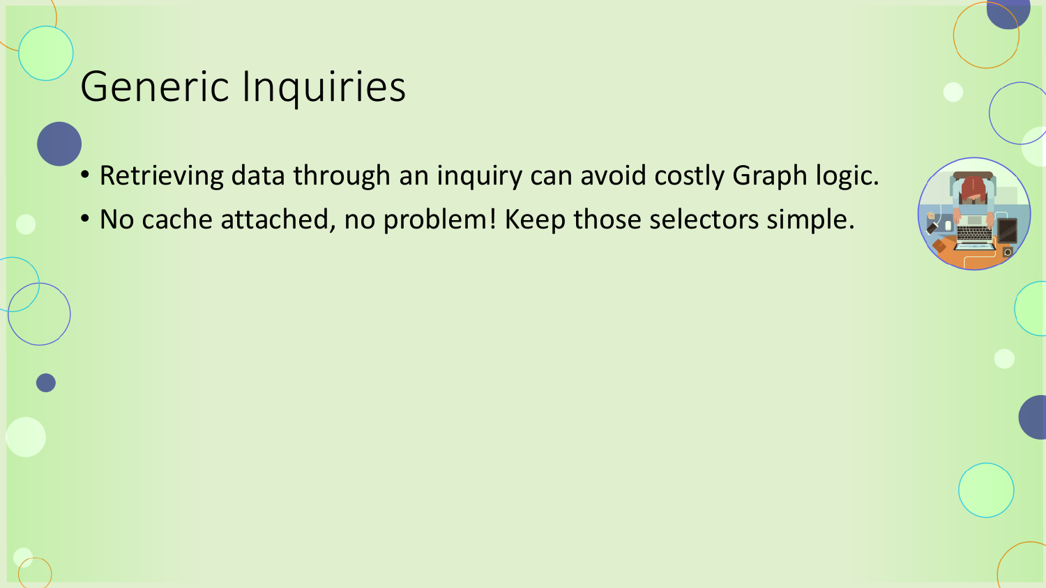# Generic Inquiries

- Retrieving data through an inquiry can avoid costly Graph logic.
- No cache attached, no problem! Keep those selectors simple.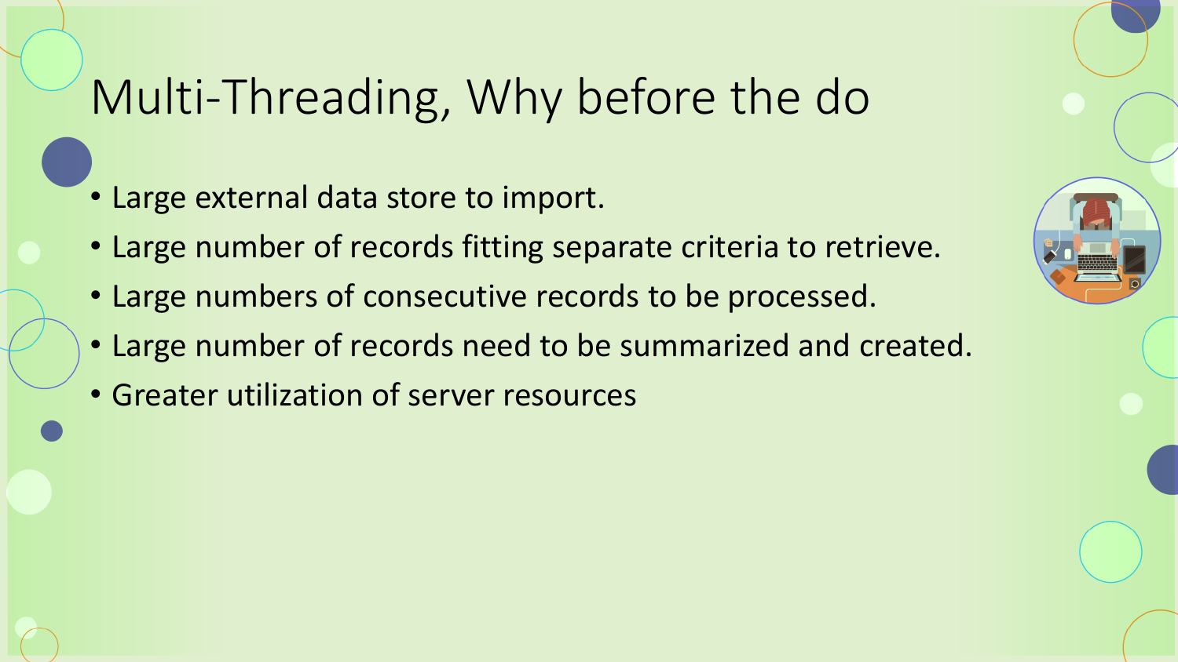# Multi-Threading, Why before the do

- Large external data store to import.
- Large number of records fitting separate criteria to retrieve.
- Large numbers of consecutive records to be processed.
- Large number of records need to be summarized and created.
- Greater utilization of server resources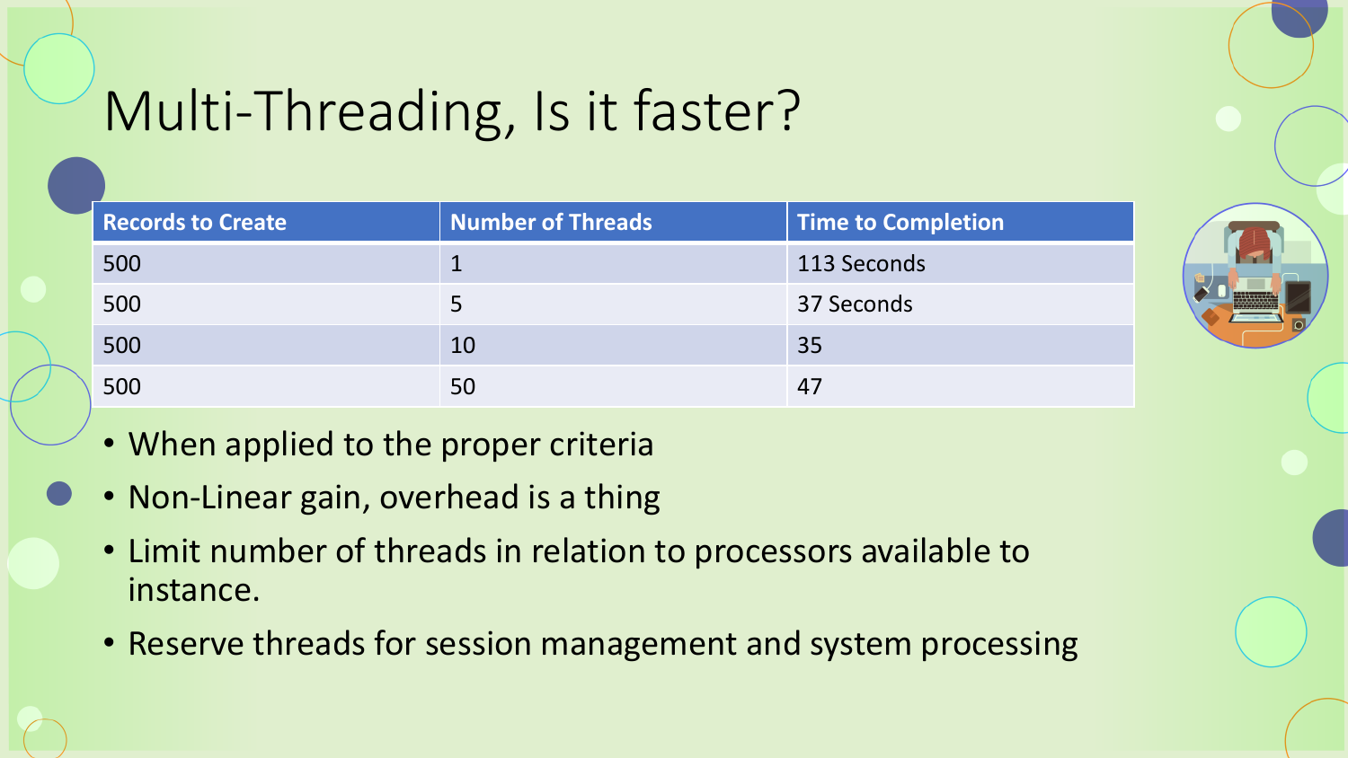# Multi-Threading, Is it faster?

| Records to Create | Number of Threads | Time to Completion |
| --- | --- | --- |
| 500 | 1 | 113 Seconds |
| 500 | 5 | 37 Seconds |
| 500 | 10 | 35 |
| 500 | 50 | 47 |

- When applied to the proper criteria
- Non-Linear gain, overhead is a thing
- Limit number of threads in relation to processors available to instance.
- Reserve threads for session management and system processing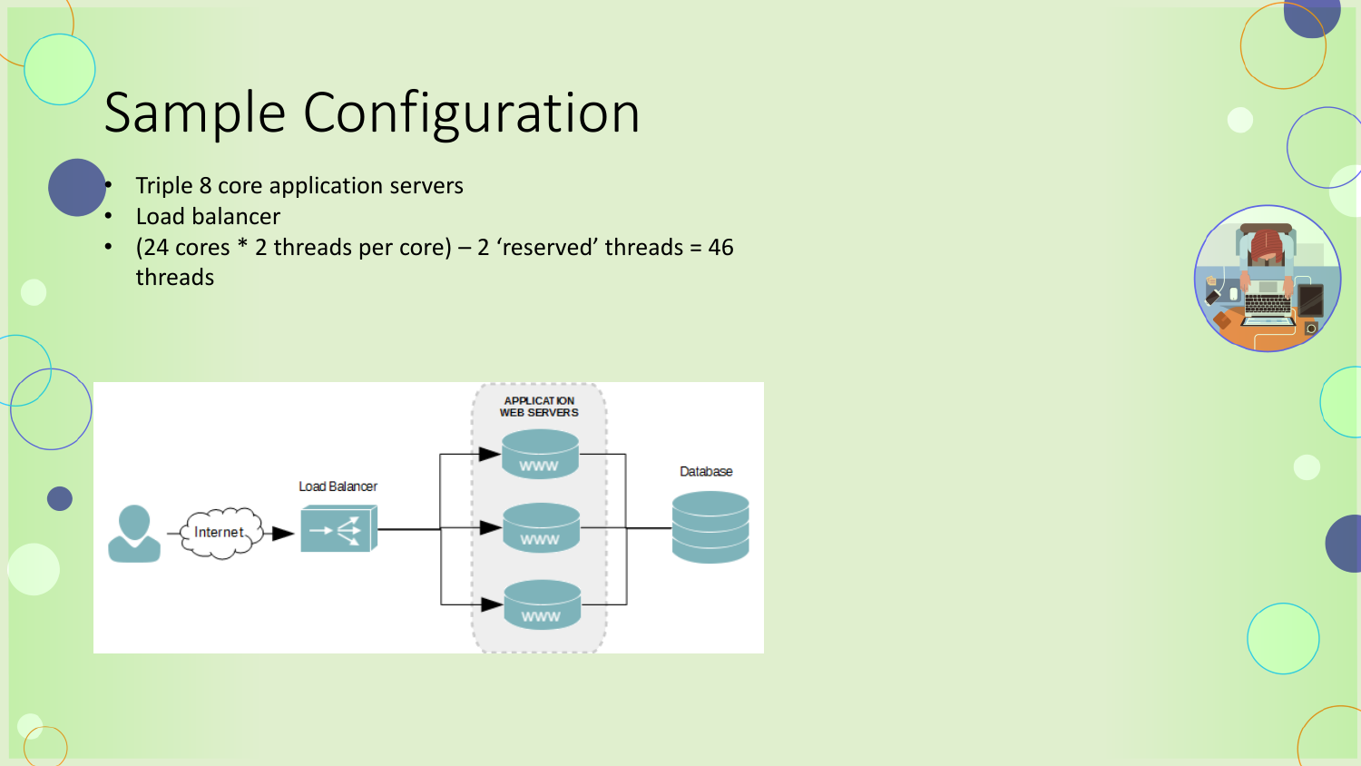# Sample Configuration

- Triple 8 core application servers
- Load balancer
- (24 cores * 2 threads per core) – 2 'reserved' threads = 46 threads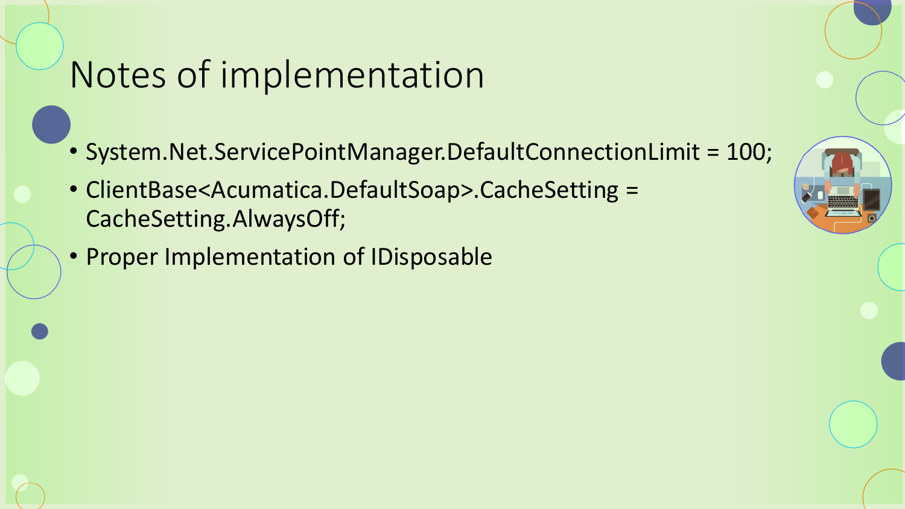# Notes of implementation

- System.Net.ServicePointManager.DefaultConnectionLimit = 100;
- ClientBase<Acumatica.DefaultSoap>.CacheSetting = CacheSetting.AlwaysOff;
- Proper Implementation of IDisposable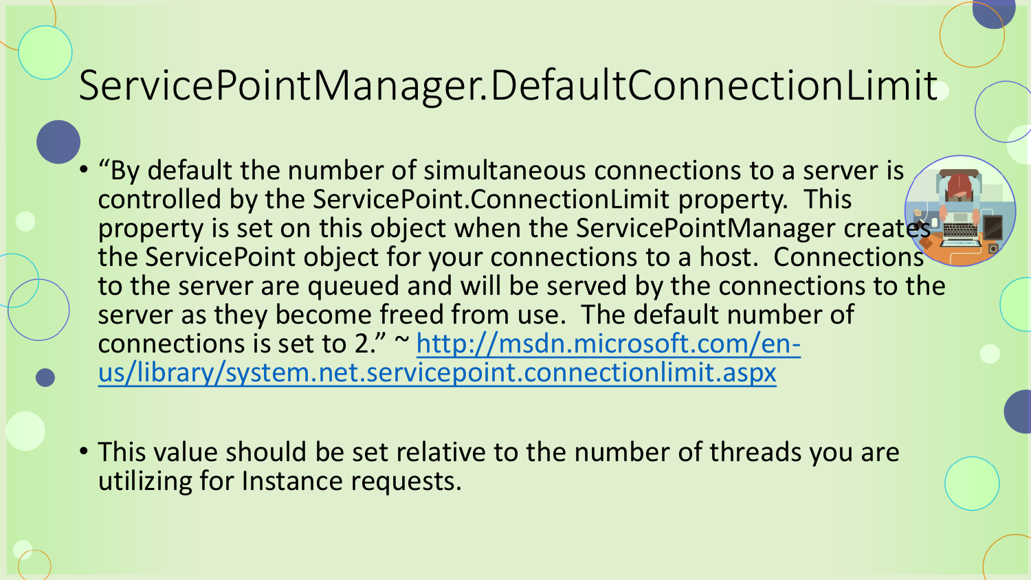# ServicePointManager.DefaultConnectionLimit

- "By default the number of simultaneous connections to a server is controlled by the ServicePoint.ConnectionLimit property. This property is set on this object when the ServicePointManager creates the ServicePoint object for your connections to a host. Connections to the server are queued and will be served by the connections to the server as they become freed from use. The default number of connections is set to 2." ~ [http://msdn.microsoft.com/en-us/library/system.net.servicepoint.connectionlimit.aspx](http://msdn.microsoft.com/en-us/library/system.net.servicepoint.connectionlimit.aspx)

- This value should be set relative to the number of threads you are utilizing for Instance requests.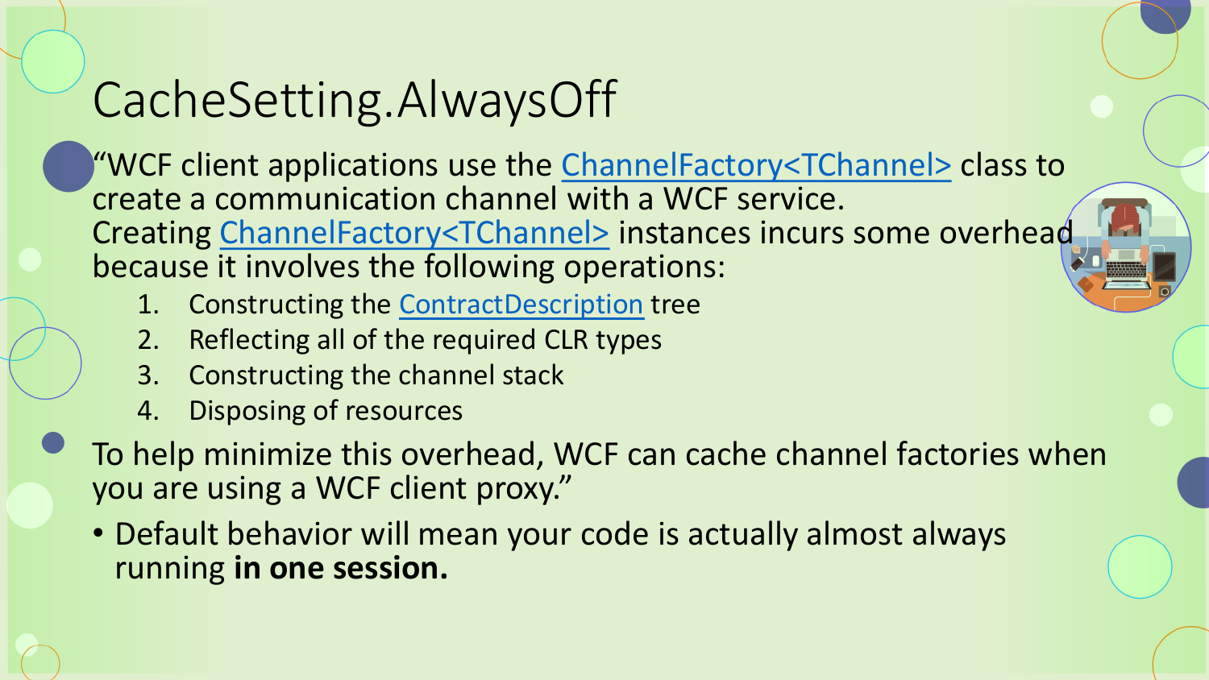# CacheSetting.AlwaysOff

- "WCF client applications use the ChannelFactory<TChannel> class to create a communication channel with a WCF service. Creating ChannelFactory<TChannel> instances incurs some overhead because it involves the following operations:
  1. Constructing the ContractDescription tree
  2. Reflecting all of the required CLR types
  3. Constructing the channel stack
  4. Disposing of resources
- To help minimize this overhead, WCF can cache channel factories when you are using a WCF client proxy."
  - Default behavior will mean your code is actually almost always running **in one session.**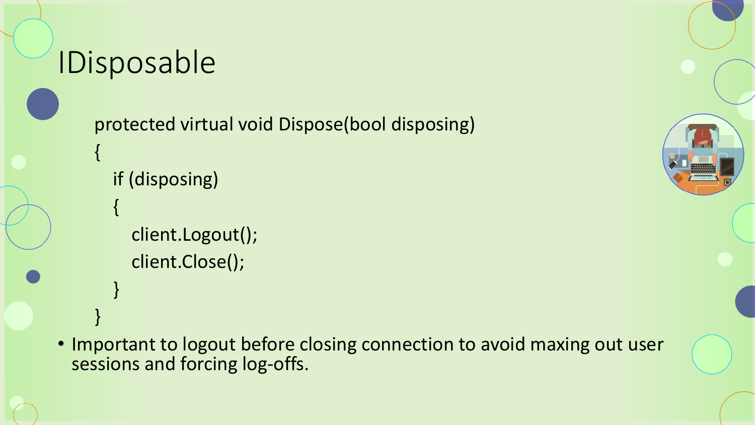# IDisposable

```
protected virtual void Dispose(bool disposing)
{
    if (disposing)
    {
        client.Logout();
        client.Close();
    }
}
```

- Important to logout before closing connection to avoid maxing out user sessions and forcing log-offs.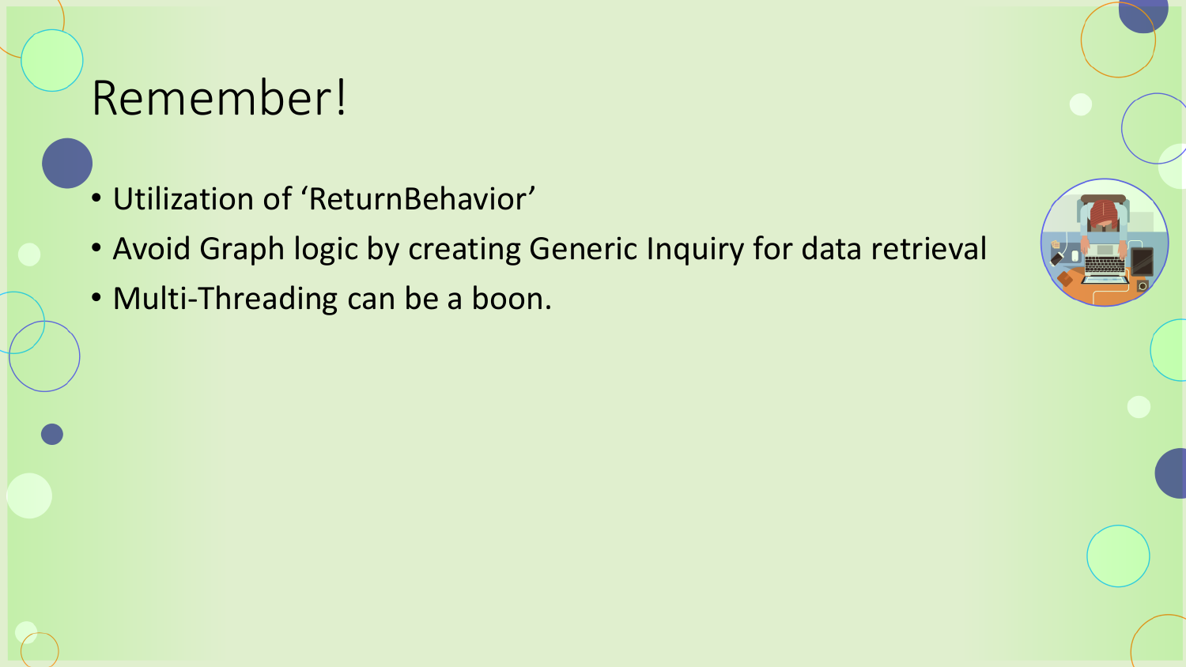# Remember!

- Utilization of ‘ReturnBehavior’
- Avoid Graph logic by creating Generic Inquiry for data retrieval
- Multi-Threading can be a boon.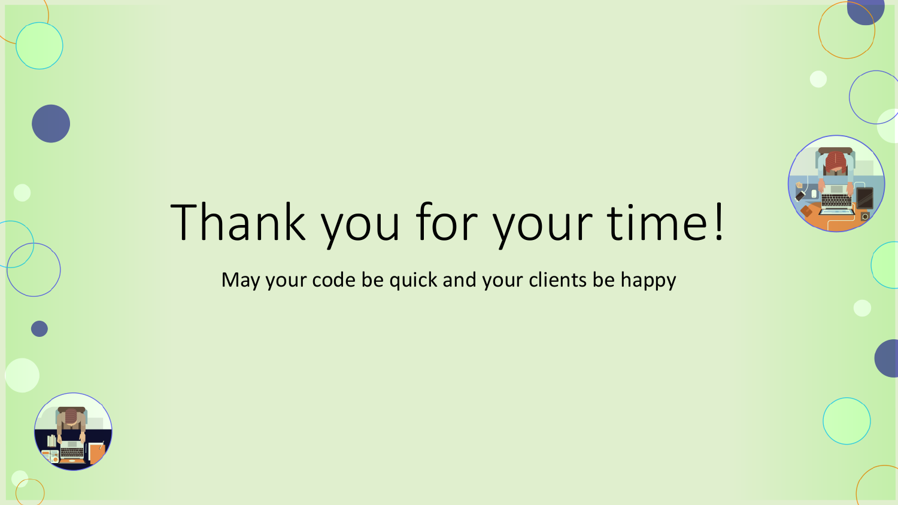# Thank you for your time!

May your code be quick and your clients be happy